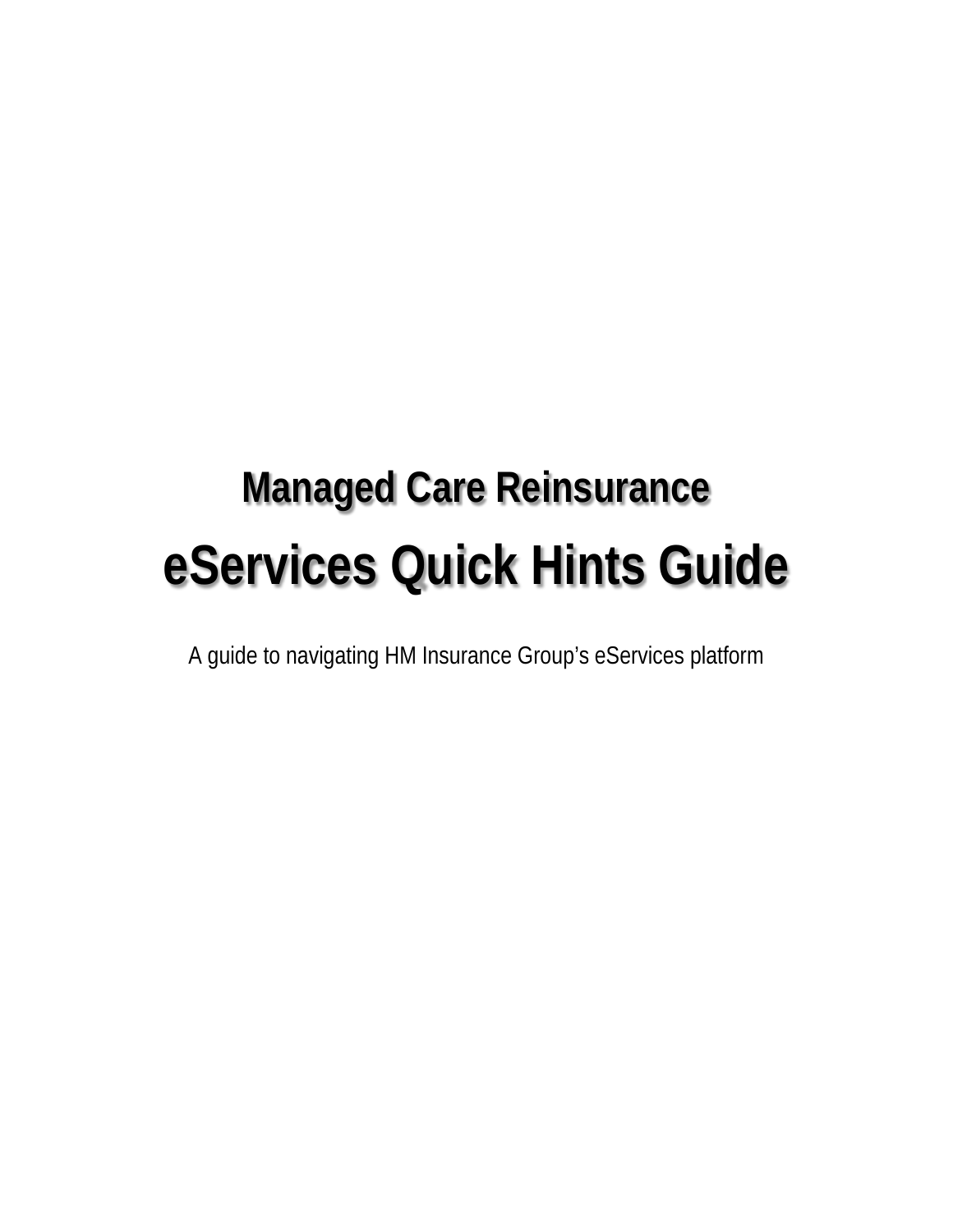## Managed Care Reinsurance

# eServices Quick Hints Guide

A guide to navigating HM Insurance Group's eServices platform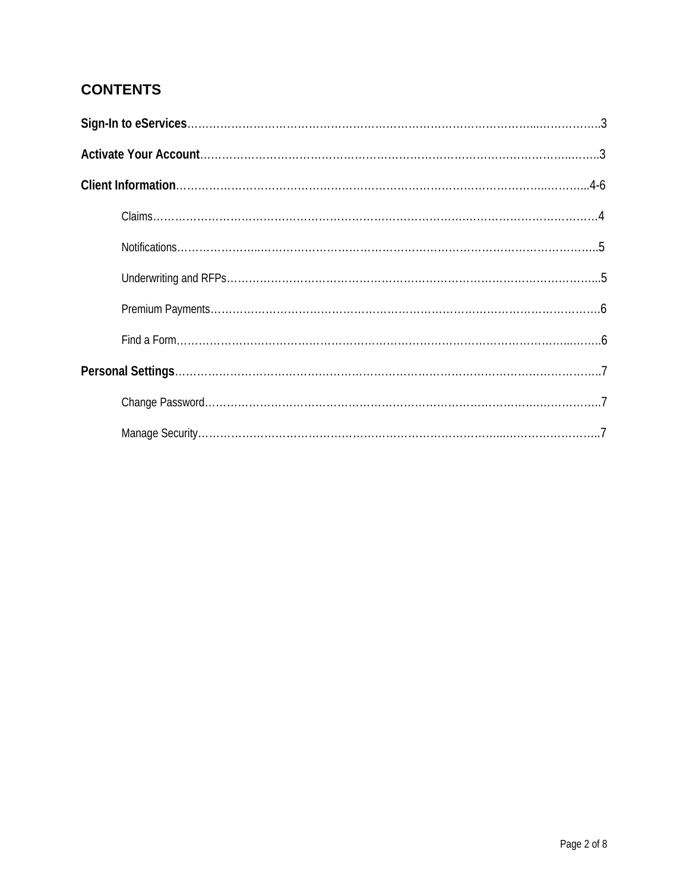## CONTENTS

**Sign-In to eServices**……………………………………………………………………………………..……………..3

**Activate Your Account**………………………………………………………………………………………..……..3

**Client Information**…………………………………………………………………………………………..………..4-6

- Claims…………………………………………………………………………………………………………………4
- Notifications…………………...…………………………………………………………………………………..5
- Underwriting and RFPs…………………………………………………………………………………………..5
- Premium Payments……………………………………………………………………………………………….6
- Find a Form…………………………………………………………………………………………………...……6

**Personal Settings**………………………………………………………………………………………………………..7

- Change Password………………………………………………………………………………….……………..7
- Manage Security………………………………………………………………………...……………………..7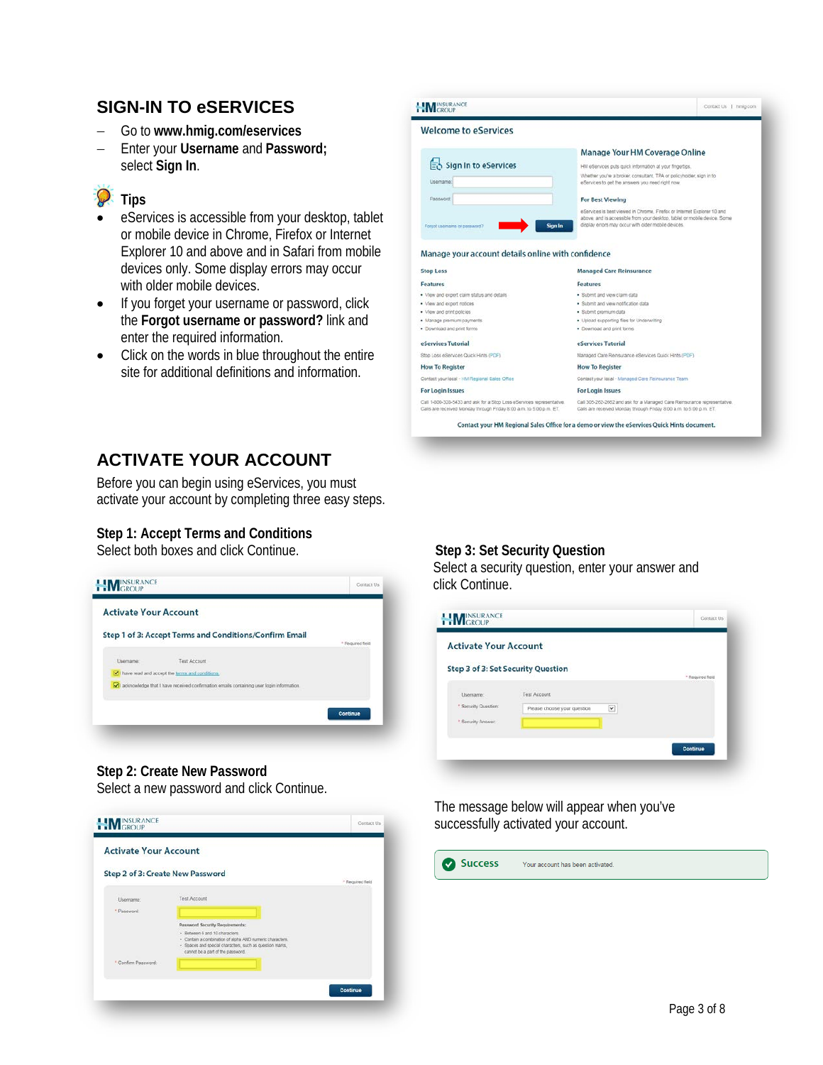## SIGN-IN TO eSERVICES

- Go to **www.hmig.com/eservices**
- Enter your **Username** and **Password;** select **Sign In**.

### Tips

- eServices is accessible from your desktop, tablet or mobile device in Chrome, Firefox or Internet Explorer 10 and above and in Safari from mobile devices only. Some display errors may occur with older mobile devices.
- If you forget your username or password, click the **Forgot username or password?** link and enter the required information.
- Click on the words in blue throughout the entire site for additional definitions and information.

## ACTIVATE YOUR ACCOUNT

Before you can begin using eServices, you must activate your account by completing three easy steps.

### Step 1: Accept Terms and Conditions

Select both boxes and click Continue.

### Step 2: Create New Password

Select a new password and click Continue.

### Step 3: Set Security Question

Select a security question, enter your answer and click Continue.

The message below will appear when you've successfully activated your account.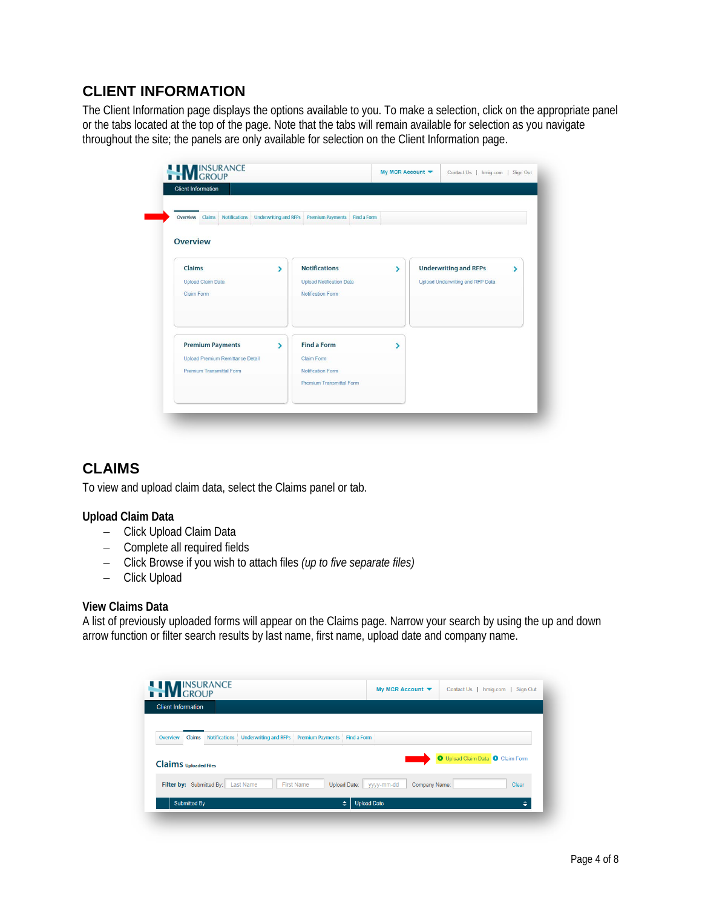## CLIENT INFORMATION

The Client Information page displays the options available to you. To make a selection, click on the appropriate panel or the tabs located at the top of the page. Note that the tabs will remain available for selection as you navigate throughout the site; the panels are only available for selection on the Client Information page.

## CLAIMS

To view and upload claim data, select the Claims panel or tab.

### Upload Claim Data

- Click Upload Claim Data
- Complete all required fields
- Click Browse if you wish to attach files *(up to five separate files)*
- Click Upload

### View Claims Data

A list of previously uploaded forms will appear on the Claims page. Narrow your search by using the up and down arrow function or filter search results by last name, first name, upload date and company name.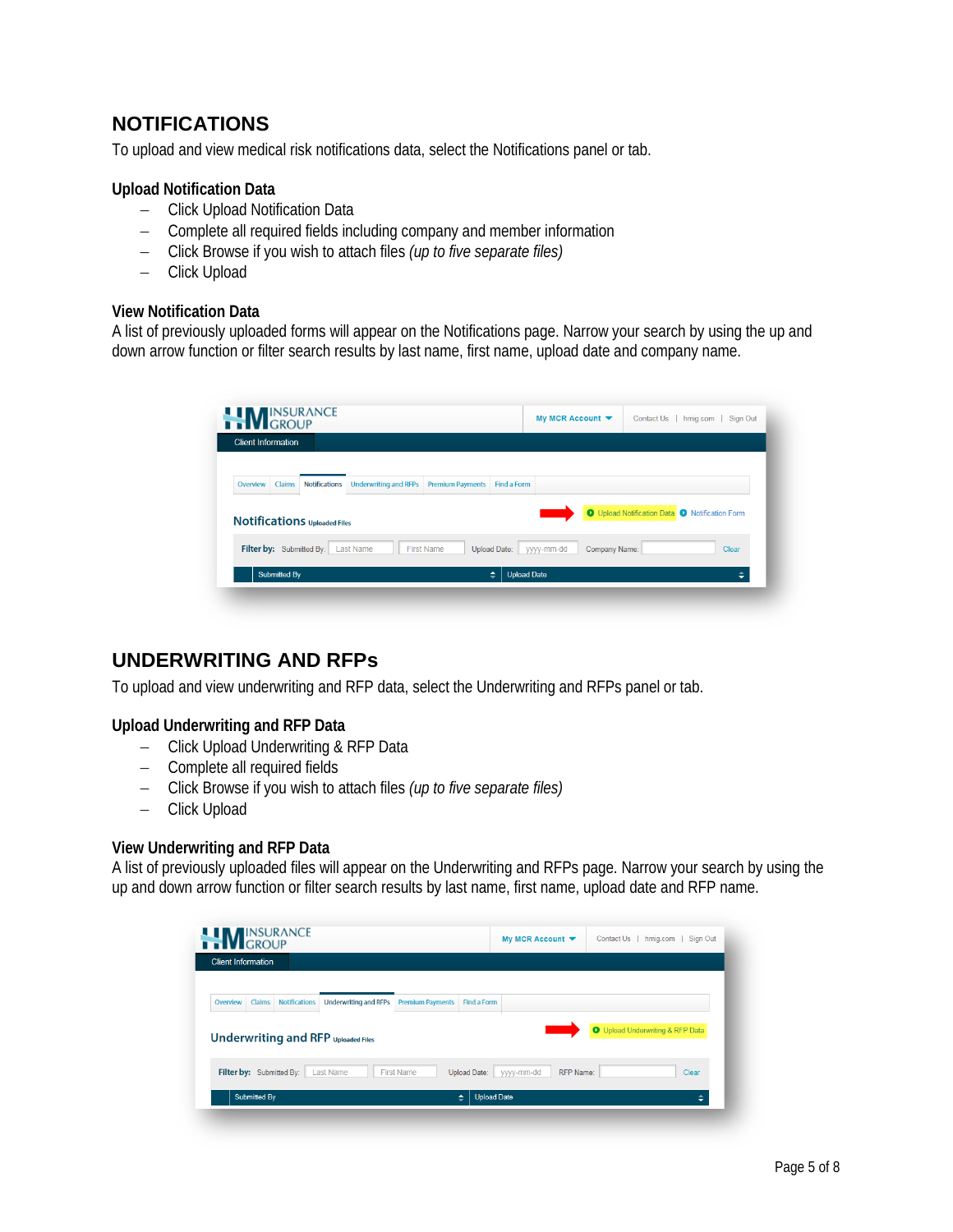## NOTIFICATIONS

To upload and view medical risk notifications data, select the Notifications panel or tab.

### Upload Notification Data

- Click Upload Notification Data
- Complete all required fields including company and member information
- Click Browse if you wish to attach files *(up to five separate files)*
- Click Upload

### View Notification Data

A list of previously uploaded forms will appear on the Notifications page. Narrow your search by using the up and down arrow function or filter search results by last name, first name, upload date and company name.

## UNDERWRITING AND RFPs

To upload and view underwriting and RFP data, select the Underwriting and RFPs panel or tab.

### Upload Underwriting and RFP Data

- Click Upload Underwriting & RFP Data
- Complete all required fields
- Click Browse if you wish to attach files *(up to five separate files)*
- Click Upload

### View Underwriting and RFP Data

A list of previously uploaded files will appear on the Underwriting and RFPs page. Narrow your search by using the up and down arrow function or filter search results by last name, first name, upload date and RFP name.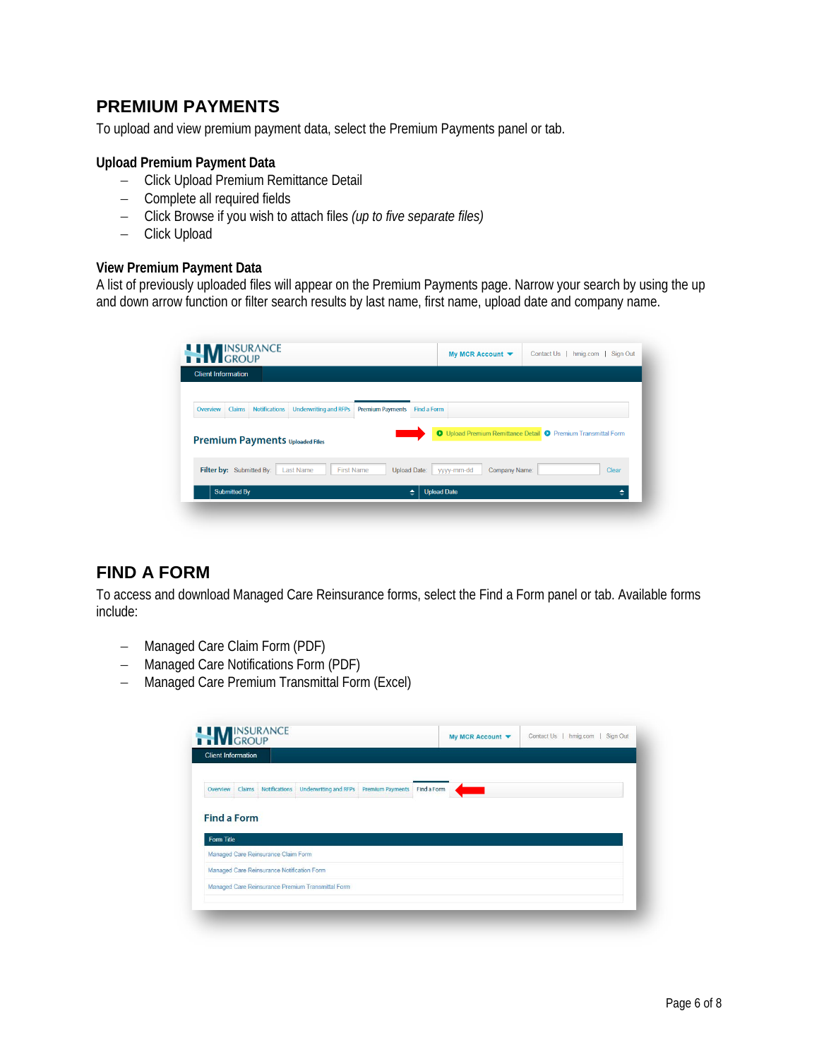## PREMIUM PAYMENTS

To upload and view premium payment data, select the Premium Payments panel or tab.

### Upload Premium Payment Data

- Click Upload Premium Remittance Detail
- Complete all required fields
- Click Browse if you wish to attach files *(up to five separate files)*
- Click Upload

### View Premium Payment Data

A list of previously uploaded files will appear on the Premium Payments page. Narrow your search by using the up and down arrow function or filter search results by last name, first name, upload date and company name.

## FIND A FORM

To access and download Managed Care Reinsurance forms, select the Find a Form panel or tab. Available forms include:

- Managed Care Claim Form (PDF)
- Managed Care Notifications Form (PDF)
- Managed Care Premium Transmittal Form (Excel)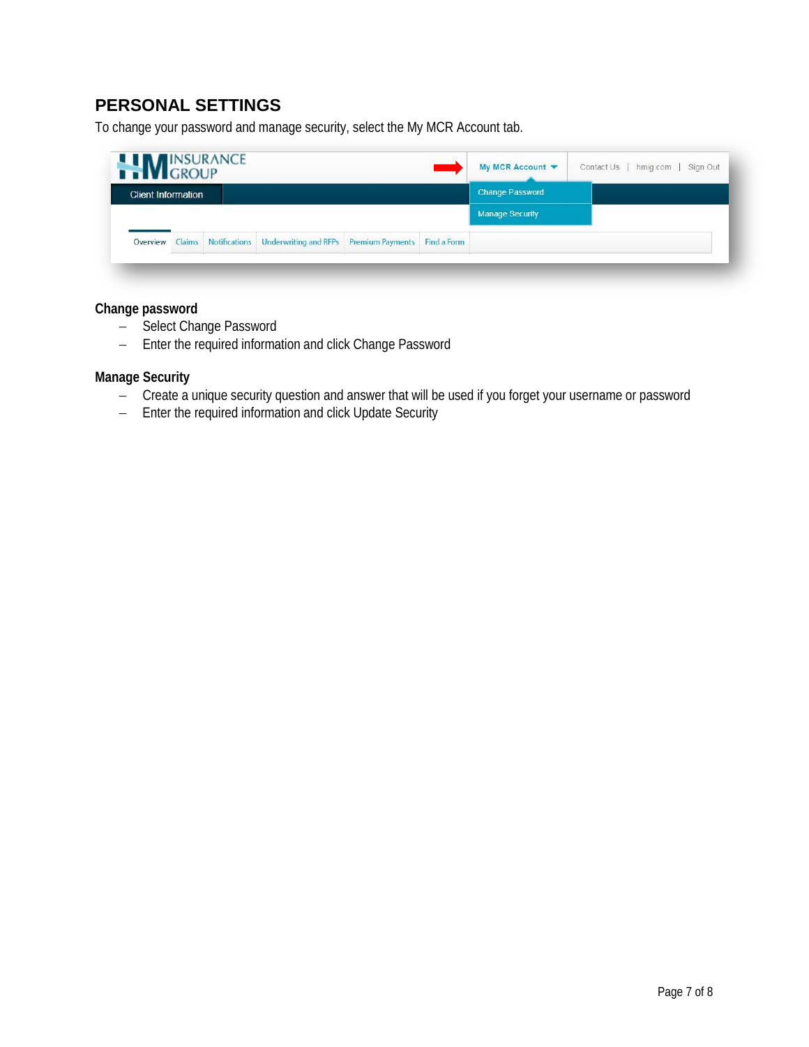## PERSONAL SETTINGS

To change your password and manage security, select the My MCR Account tab.

**Change password**

- Select Change Password
- Enter the required information and click Change Password

**Manage Security**

- Create a unique security question and answer that will be used if you forget your username or password
- Enter the required information and click Update Security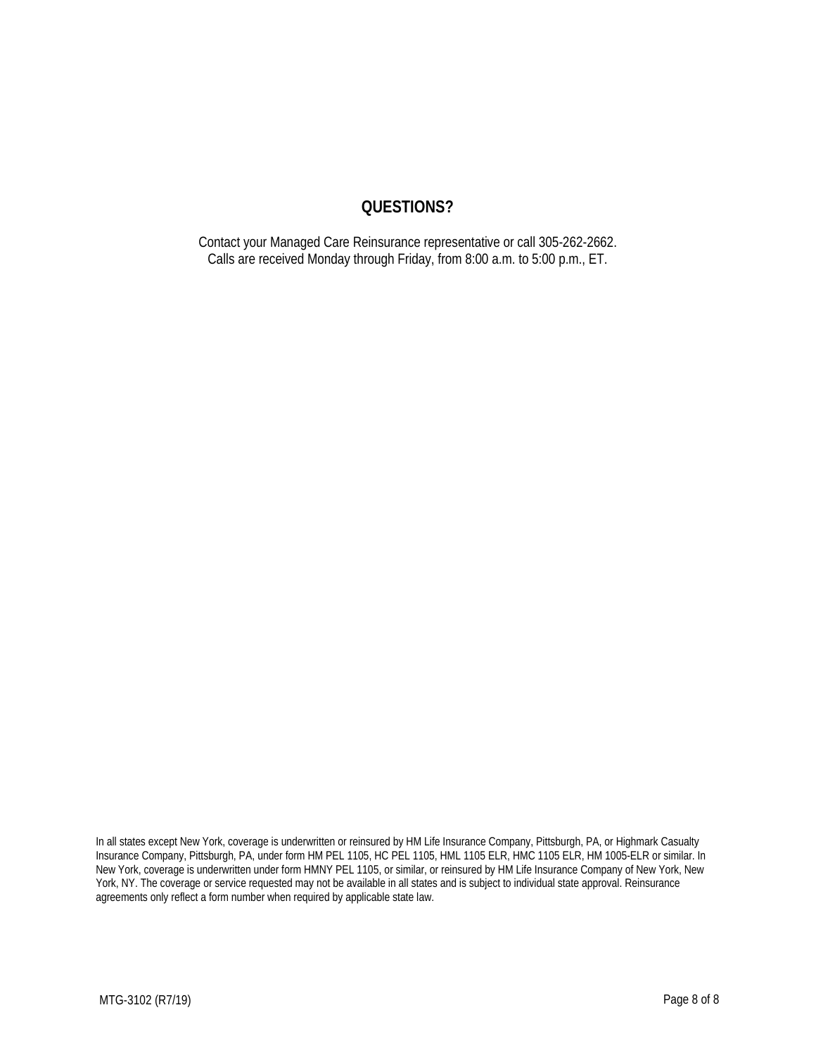## QUESTIONS?

Contact your Managed Care Reinsurance representative or call 305-262-2662.
Calls are received Monday through Friday, from 8:00 a.m. to 5:00 p.m., ET.

In all states except New York, coverage is underwritten or reinsured by HM Life Insurance Company, Pittsburgh, PA, or Highmark Casualty Insurance Company, Pittsburgh, PA, under form HM PEL 1105, HC PEL 1105, HML 1105 ELR, HMC 1105 ELR, HM 1005-ELR or similar. In New York, coverage is underwritten under form HMNY PEL 1105, or similar, or reinsured by HM Life Insurance Company of New York, New York, NY. The coverage or service requested may not be available in all states and is subject to individual state approval. Reinsurance agreements only reflect a form number when required by applicable state law.

MTG-3102 (R7/19)